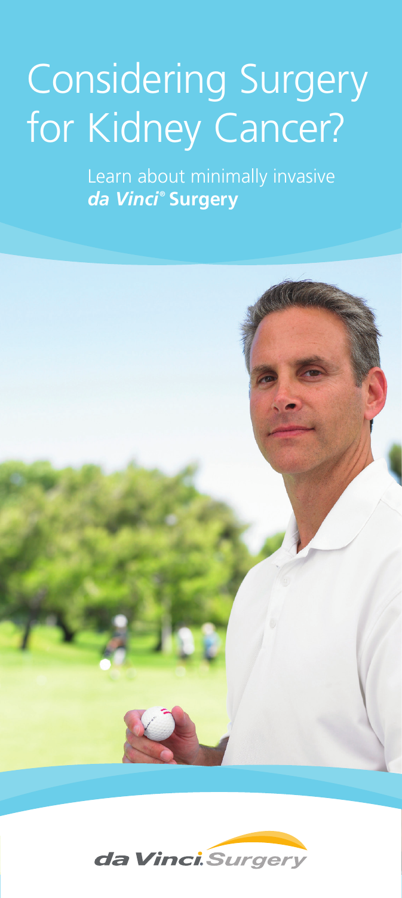# Considering Surgery for Kidney Cancer?

Learn about minimally invasive *da Vinci®* **Surgery**

da Vinci.Surgery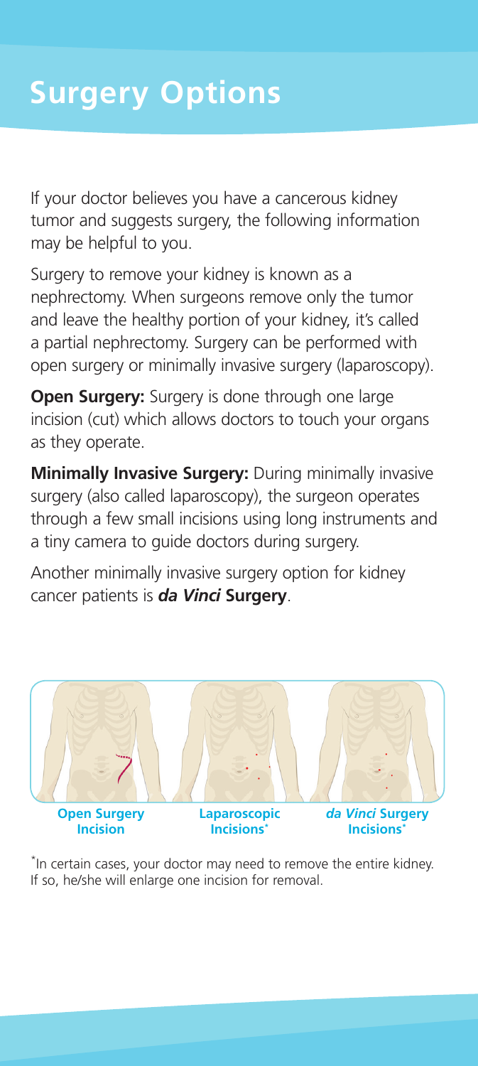# Surgery Options

If your doctor believes you have a cancerous kidney tumor and suggests surgery, the following information may be helpful to you.

Surgery to remove your kidney is known as a nephrectomy. When surgeons remove only the tumor and leave the healthy portion of your kidney, it's called a partial nephrectomy. Surgery can be performed with open surgery or minimally invasive surgery (laparoscopy).

**Open Surgery:** Surgery is done through one large incision (cut) which allows doctors to touch your organs as they operate.

**Minimally Invasive Surgery:** During minimally invasive surgery (also called laparoscopy), the surgeon operates through a few small incisions using long instruments and a tiny camera to guide doctors during surgery.

Another minimally invasive surgery option for kidney cancer patients is ***da Vinci*** **Surgery**.

**Open Surgery Incision** | **Laparoscopic Incisions*** | ***da Vinci*** **Surgery Incisions***

*In certain cases, your doctor may need to remove the entire kidney. If so, he/she will enlarge one incision for removal.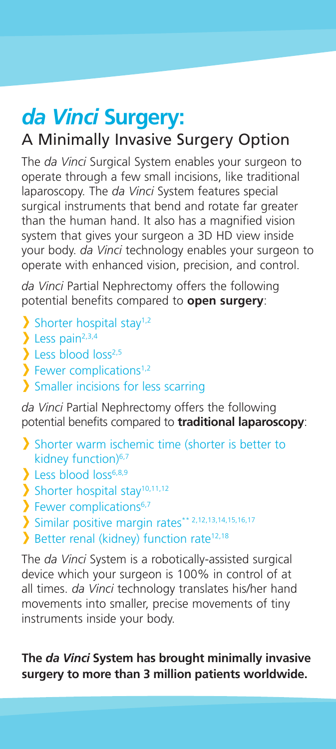# *da Vinci* Surgery:

## A Minimally Invasive Surgery Option

The *da Vinci* Surgical System enables your surgeon to operate through a few small incisions, like traditional laparoscopy. The *da Vinci* System features special surgical instruments that bend and rotate far greater than the human hand. It also has a magnified vision system that gives your surgeon a 3D HD view inside your body. *da Vinci* technology enables your surgeon to operate with enhanced vision, precision, and control.

*da Vinci* Partial Nephrectomy offers the following potential benefits compared to **open surgery**:

- Shorter hospital stay[1,2]
- Less pain[2,3,4]
- Less blood loss[2,5]
- Fewer complications[1,2]
- Smaller incisions for less scarring

*da Vinci* Partial Nephrectomy offers the following potential benefits compared to **traditional laparoscopy**:

- Shorter warm ischemic time (shorter is better to kidney function)[6,7]
- Less blood loss[6,8,9]
- Shorter hospital stay[10,11,12]
- Fewer complications[6,7]
- Similar positive margin rates** [2,12,13,14,15,16,17]
- Better renal (kidney) function rate[12,18]

The *da Vinci* System is a robotically-assisted surgical device which your surgeon is 100% in control of at all times. *da Vinci* technology translates his/her hand movements into smaller, precise movements of tiny instruments inside your body.

**The *da Vinci* System has brought minimally invasive surgery to more than 3 million patients worldwide.**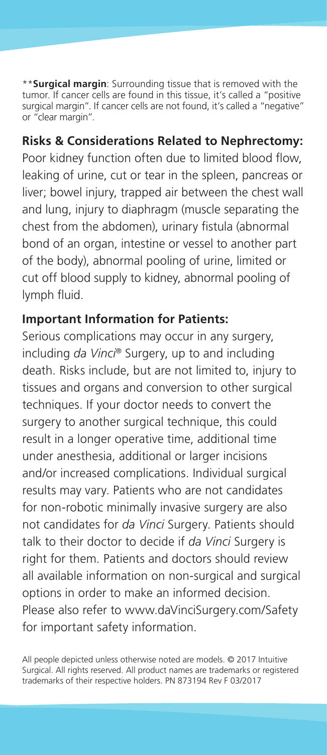****Surgical margin**: Surrounding tissue that is removed with the tumor. If cancer cells are found in this tissue, it's called a "positive surgical margin". If cancer cells are not found, it's called a "negative" or "clear margin".

## Risks & Considerations Related to Nephrectomy:

Poor kidney function often due to limited blood flow, leaking of urine, cut or tear in the spleen, pancreas or liver; bowel injury, trapped air between the chest wall and lung, injury to diaphragm (muscle separating the chest from the abdomen), urinary fistula (abnormal bond of an organ, intestine or vessel to another part of the body), abnormal pooling of urine, limited or cut off blood supply to kidney, abnormal pooling of lymph fluid.

## Important Information for Patients:

Serious complications may occur in any surgery, including *da Vinci*® Surgery, up to and including death. Risks include, but are not limited to, injury to tissues and organs and conversion to other surgical techniques. If your doctor needs to convert the surgery to another surgical technique, this could result in a longer operative time, additional time under anesthesia, additional or larger incisions and/or increased complications. Individual surgical results may vary. Patients who are not candidates for non-robotic minimally invasive surgery are also not candidates for *da Vinci* Surgery. Patients should talk to their doctor to decide if *da Vinci* Surgery is right for them. Patients and doctors should review all available information on non-surgical and surgical options in order to make an informed decision. Please also refer to www.daVinciSurgery.com/Safety for important safety information.

All people depicted unless otherwise noted are models. © 2017 Intuitive Surgical. All rights reserved. All product names are trademarks or registered trademarks of their respective holders. PN 873194 Rev F 03/2017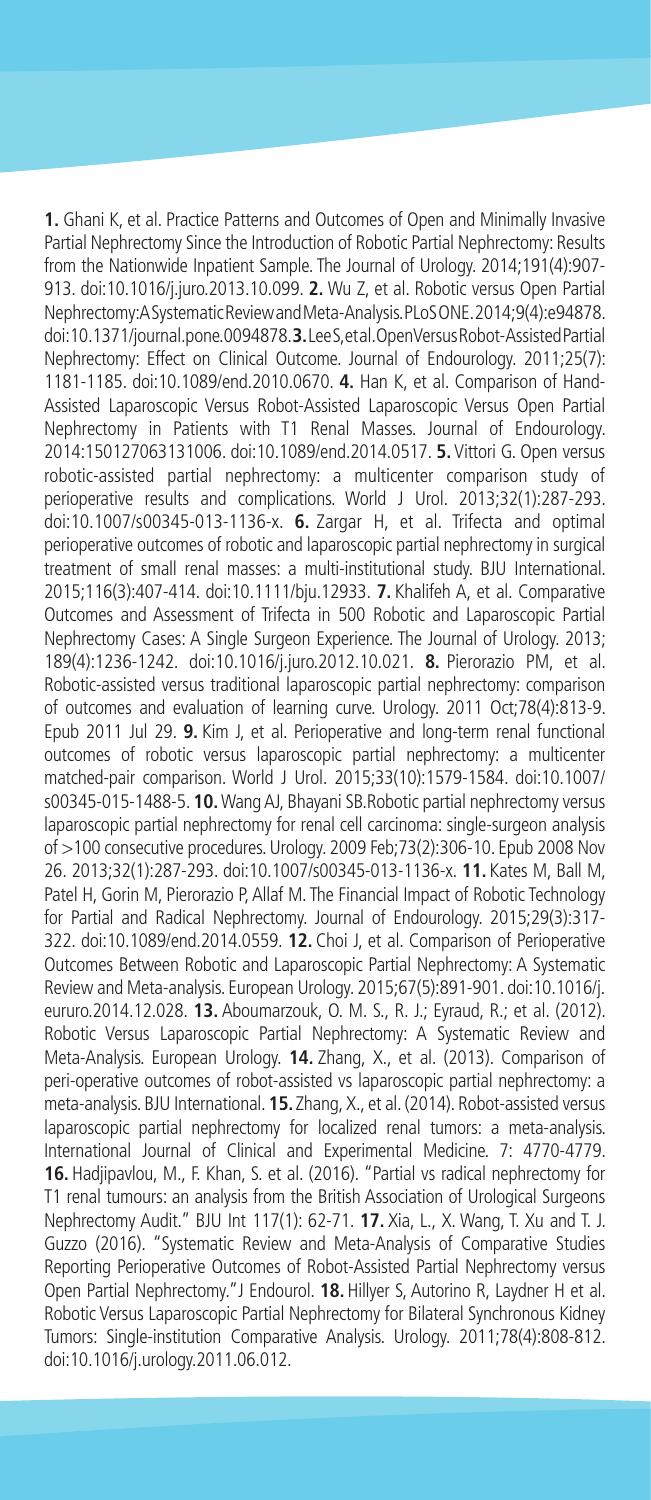**1.** Ghani K, et al. Practice Patterns and Outcomes of Open and Minimally Invasive Partial Nephrectomy Since the Introduction of Robotic Partial Nephrectomy: Results from the Nationwide Inpatient Sample. The Journal of Urology. 2014;191(4):907-913. doi:10.1016/j.juro.2013.10.099. **2.** Wu Z, et al. Robotic versus Open Partial Nephrectomy:A Systematic Review and Meta-Analysis. PLoS ONE. 2014;9(4):e94878. doi:10.1371/journal.pone.0094878. **3.** Lee S, et al. Open Versus Robot-Assisted Partial Nephrectomy: Effect on Clinical Outcome. Journal of Endourology. 2011;25(7): 1181-1185. doi:10.1089/end.2010.0670. **4.** Han K, et al. Comparison of Hand-Assisted Laparoscopic Versus Robot-Assisted Laparoscopic Versus Open Partial Nephrectomy in Patients with T1 Renal Masses. Journal of Endourology. 2014:150127063131006. doi:10.1089/end.2014.0517. **5.** Vittori G. Open versus robotic-assisted partial nephrectomy: a multicenter comparison study of perioperative results and complications. World J Urol. 2013;32(1):287-293. doi:10.1007/s00345-013-1136-x. **6.** Zargar H, et al. Trifecta and optimal perioperative outcomes of robotic and laparoscopic partial nephrectomy in surgical treatment of small renal masses: a multi-institutional study. BJU International. 2015;116(3):407-414. doi:10.1111/bju.12933. **7.** Khalifeh A, et al. Comparative Outcomes and Assessment of Trifecta in 500 Robotic and Laparoscopic Partial Nephrectomy Cases: A Single Surgeon Experience. The Journal of Urology. 2013; 189(4):1236-1242. doi:10.1016/j.juro.2012.10.021. **8.** Pierorazio PM, et al. Robotic-assisted versus traditional laparoscopic partial nephrectomy: comparison of outcomes and evaluation of learning curve. Urology. 2011 Oct;78(4):813-9. Epub 2011 Jul 29. **9.** Kim J, et al. Perioperative and long-term renal functional outcomes of robotic versus laparoscopic partial nephrectomy: a multicenter matched-pair comparison. World J Urol. 2015;33(10):1579-1584. doi:10.1007/s00345-015-1488-5. **10.** Wang AJ, Bhayani SB. Robotic partial nephrectomy versus laparoscopic partial nephrectomy for renal cell carcinoma: single-surgeon analysis of >100 consecutive procedures. Urology. 2009 Feb;73(2):306-10. Epub 2008 Nov 26. 2013;32(1):287-293. doi:10.1007/s00345-013-1136-x. **11.** Kates M, Ball M, Patel H, Gorin M, Pierorazio P, Allaf M. The Financial Impact of Robotic Technology for Partial and Radical Nephrectomy. Journal of Endourology. 2015;29(3):317-322. doi:10.1089/end.2014.0559. **12.** Choi J, et al. Comparison of Perioperative Outcomes Between Robotic and Laparoscopic Partial Nephrectomy: A Systematic Review and Meta-analysis. European Urology. 2015;67(5):891-901. doi:10.1016/j.eururo.2014.12.028. **13.** Aboumarzouk, O. M. S., R. J.; Eyraud, R.; et al. (2012). Robotic Versus Laparoscopic Partial Nephrectomy: A Systematic Review and Meta-Analysis. European Urology. **14.** Zhang, X., et al. (2013). Comparison of peri-operative outcomes of robot-assisted vs laparoscopic partial nephrectomy: a meta-analysis. BJU International. **15.** Zhang, X., et al. (2014). Robot-assisted versus laparoscopic partial nephrectomy for localized renal tumors: a meta-analysis. International Journal of Clinical and Experimental Medicine. 7: 4770-4779. **16.** Hadjipavlou, M., F. Khan, S. et al. (2016). "Partial vs radical nephrectomy for T1 renal tumours: an analysis from the British Association of Urological Surgeons Nephrectomy Audit." BJU Int 117(1): 62-71. **17.** Xia, L., X. Wang, T. Xu and T. J. Guzzo (2016). "Systematic Review and Meta-Analysis of Comparative Studies Reporting Perioperative Outcomes of Robot-Assisted Partial Nephrectomy versus Open Partial Nephrectomy." J Endourol. **18.** Hillyer S, Autorino R, Laydner H et al. Robotic Versus Laparoscopic Partial Nephrectomy for Bilateral Synchronous Kidney Tumors: Single-institution Comparative Analysis. Urology. 2011;78(4):808-812. doi:10.1016/j.urology.2011.06.012.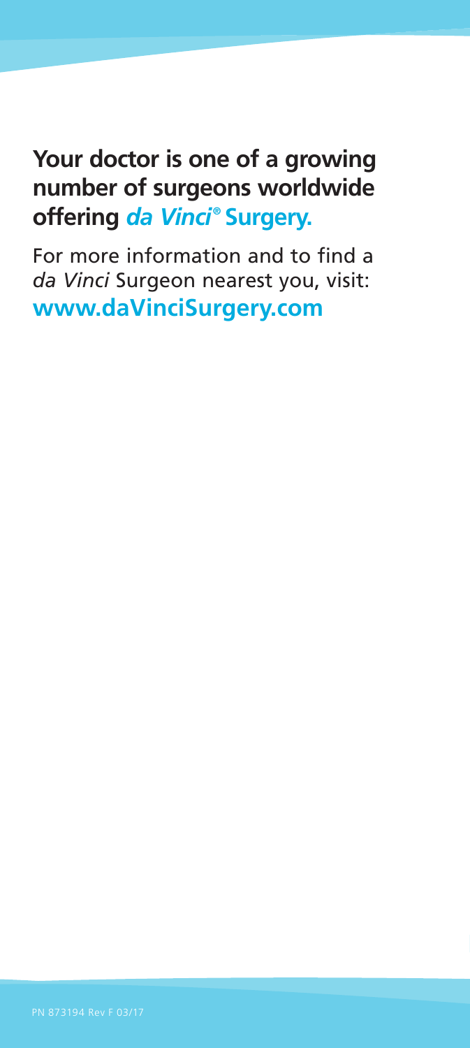## Your doctor is one of a growing number of surgeons worldwide offering *da Vinci*® Surgery.

For more information and to find a *da Vinci* Surgeon nearest you, visit:
**www.daVinciSurgery.com**

PN 873194 Rev F 03/17